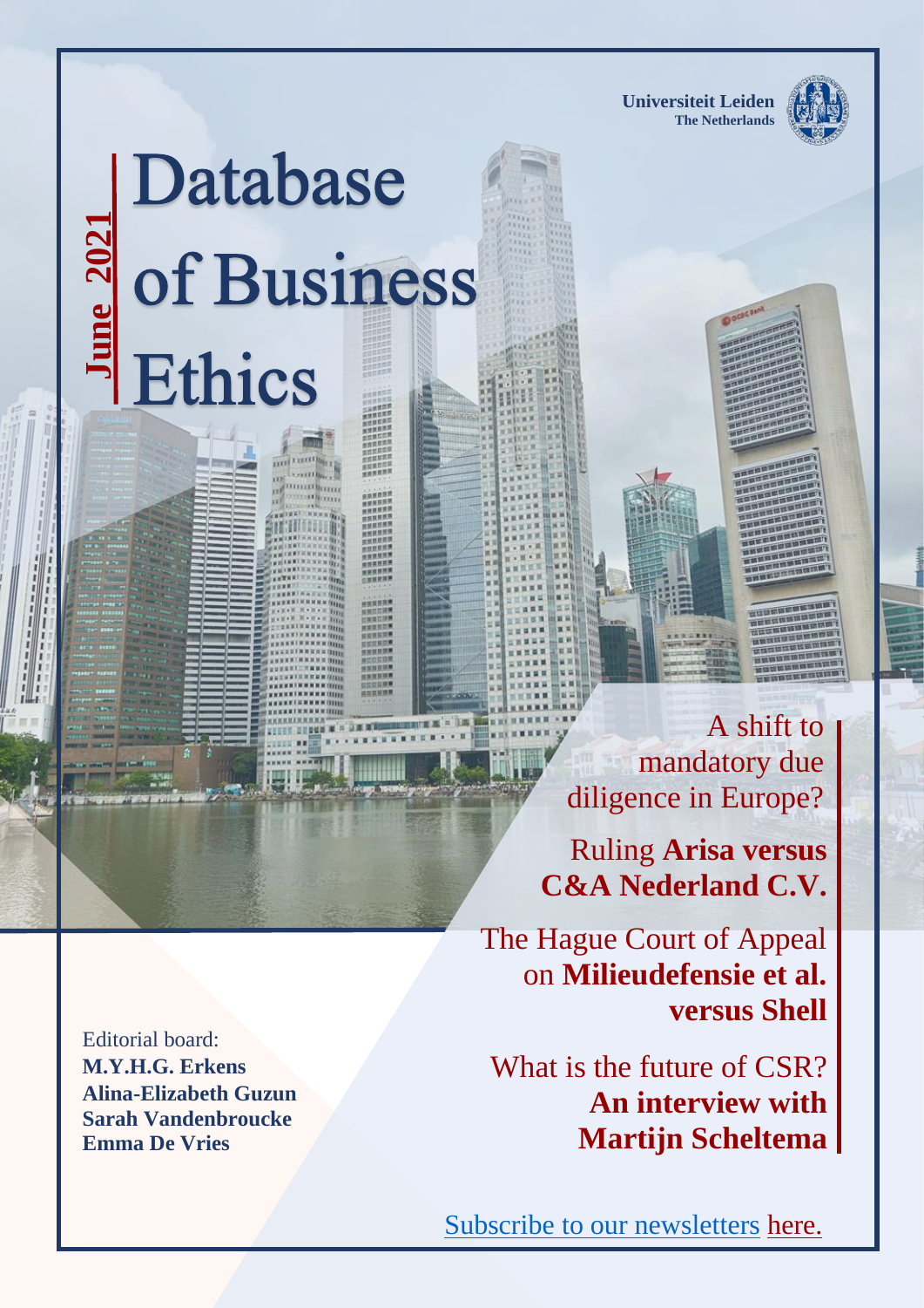**Universiteit Leiden**
**The Netherlands**

**June 2021**

# Database of Business Ethics

A shift to mandatory due diligence in Europe?

Ruling **Arisa versus C&A Nederland C.V.**

The Hague Court of Appeal on **Milieudefensie et al. versus Shell**

What is the future of CSR? **An interview with Martijn Scheltema**

Editorial board:
**M.Y.H.G. Erkens**
**Alina-Elizabeth Guzun**
**Sarah Vandenbroucke**
**Emma De Vries**

Subscribe to our newsletters here.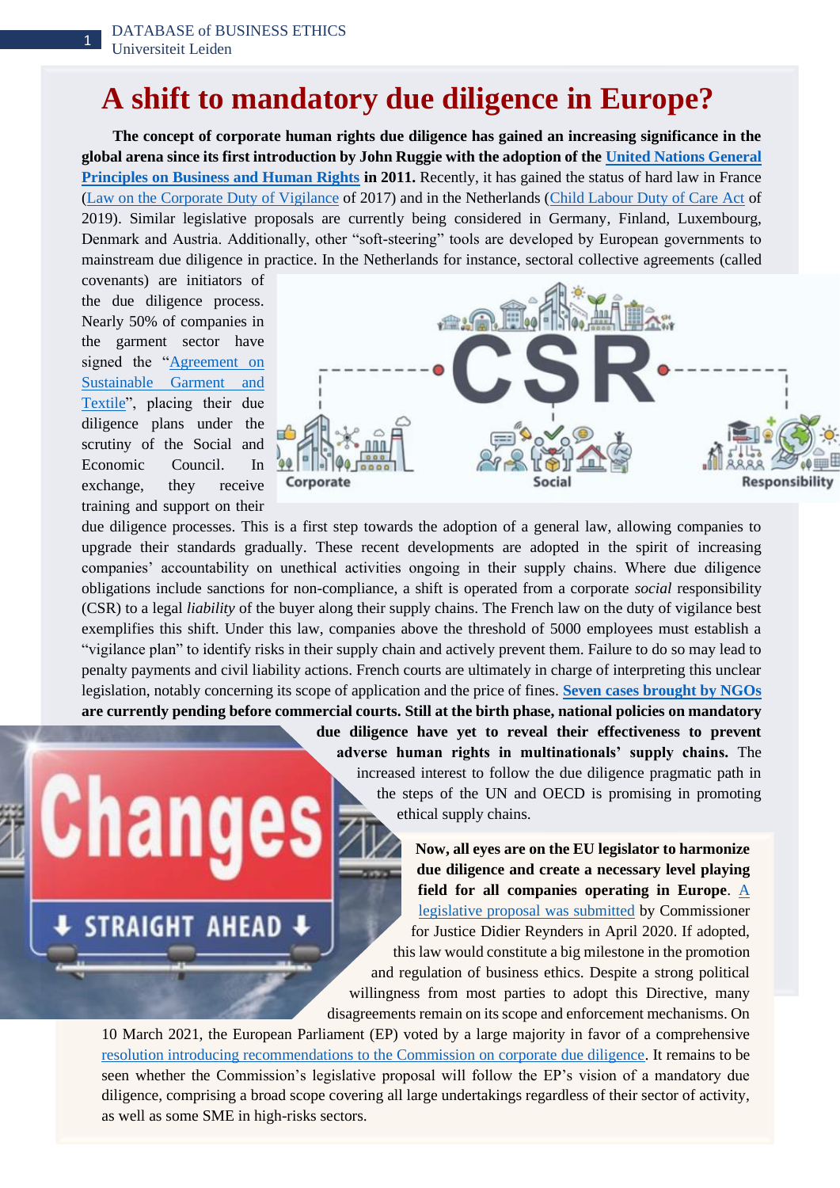# A shift to mandatory due diligence in Europe?

**The concept of corporate human rights due diligence has gained an increasing significance in the global arena since its first introduction by John Ruggie with the adoption of the United Nations General Principles on Business and Human Rights in 2011.** Recently, it has gained the status of hard law in France (Law on the Corporate Duty of Vigilance of 2017) and in the Netherlands (Child Labour Duty of Care Act of 2019). Similar legislative proposals are currently being considered in Germany, Finland, Luxembourg, Denmark and Austria. Additionally, other "soft-steering" tools are developed by European governments to mainstream due diligence in practice. In the Netherlands for instance, sectoral collective agreements (called covenants) are initiators of the due diligence process. Nearly 50% of companies in the garment sector have signed the "Agreement on Sustainable Garment and Textile", placing their due diligence plans under the scrutiny of the Social and Economic Council. In exchange, they receive training and support on their due diligence processes. This is a first step towards the adoption of a general law, allowing companies to upgrade their standards gradually. These recent developments are adopted in the spirit of increasing companies' accountability on unethical activities ongoing in their supply chains. Where due diligence obligations include sanctions for non-compliance, a shift is operated from a corporate *social* responsibility (CSR) to a legal *liability* of the buyer along their supply chains. The French law on the duty of vigilance best exemplifies this shift. Under this law, companies above the threshold of 5000 employees must establish a "vigilance plan" to identify risks in their supply chain and actively prevent them. Failure to do so may lead to penalty payments and civil liability actions. French courts are ultimately in charge of interpreting this unclear legislation, notably concerning its scope of application and the price of fines. **Seven cases brought by NGOs are currently pending before commercial courts. Still at the birth phase, national policies on mandatory due diligence have yet to reveal their effectiveness to prevent adverse human rights in multinationals' supply chains.** The increased interest to follow the due diligence pragmatic path in the steps of the UN and OECD is promising in promoting ethical supply chains.

**Now, all eyes are on the EU legislator to harmonize due diligence and create a necessary level playing field for all companies operating in Europe**. A legislative proposal was submitted by Commissioner for Justice Didier Reynders in April 2020. If adopted, this law would constitute a big milestone in the promotion and regulation of business ethics. Despite a strong political willingness from most parties to adopt this Directive, many disagreements remain on its scope and enforcement mechanisms. On 10 March 2021, the European Parliament (EP) voted by a large majority in favor of a comprehensive resolution introducing recommendations to the Commission on corporate due diligence. It remains to be seen whether the Commission's legislative proposal will follow the EP's vision of a mandatory due diligence, comprising a broad scope covering all large undertakings regardless of their sector of activity, as well as some SME in high-risks sectors.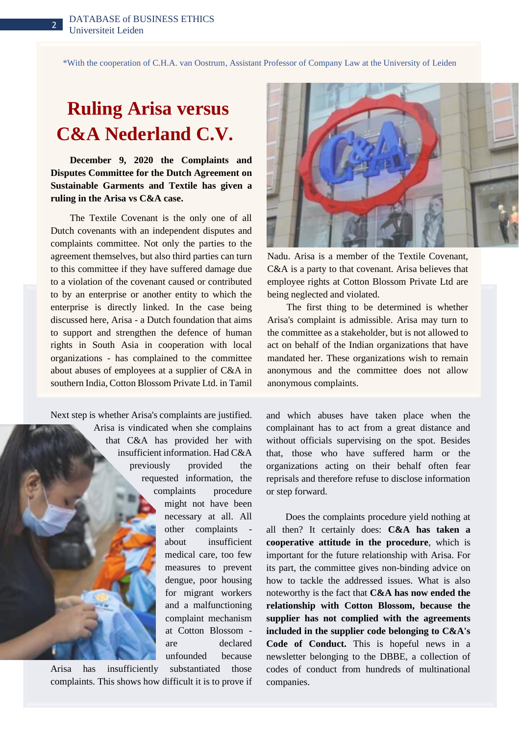*With the cooperation of C.H.A. van Oostrum, Assistant Professor of Company Law at the University of Leiden

# Ruling Arisa versus C&A Nederland C.V.

**December 9, 2020 the Complaints and Disputes Committee for the Dutch Agreement on Sustainable Garments and Textile has given a ruling in the Arisa vs C&A case.**

The Textile Covenant is the only one of all Dutch covenants with an independent disputes and complaints committee. Not only the parties to the agreement themselves, but also third parties can turn to this committee if they have suffered damage due to a violation of the covenant caused or contributed to by an enterprise or another entity to which the enterprise is directly linked. In the case being discussed here, Arisa - a Dutch foundation that aims to support and strengthen the defence of human rights in South Asia in cooperation with local organizations - has complained to the committee about abuses of employees at a supplier of C&A in southern India, Cotton Blossom Private Ltd. in Tamil Nadu. Arisa is a member of the Textile Covenant, C&A is a party to that covenant. Arisa believes that employee rights at Cotton Blossom Private Ltd are being neglected and violated.

The first thing to be determined is whether Arisa's complaint is admissible. Arisa may turn to the committee as a stakeholder, but is not allowed to act on behalf of the Indian organizations that have mandated her. These organizations wish to remain anonymous and the committee does not allow anonymous complaints.

Next step is whether Arisa's complaints are justified. Arisa is vindicated when she complains that C&A has provided her with insufficient information. Had C&A previously provided the requested information, the complaints procedure might not have been necessary at all. All other complaints - about insufficient medical care, too few measures to prevent dengue, poor housing for migrant workers and a malfunctioning complaint mechanism at Cotton Blossom - are declared unfounded because Arisa has insufficiently substantiated those complaints. This shows how difficult it is to prove if and which abuses have taken place when the complainant has to act from a great distance and without officials supervising on the spot. Besides that, those who have suffered harm or the organizations acting on their behalf often fear reprisals and therefore refuse to disclose information or step forward.

Does the complaints procedure yield nothing at all then? It certainly does: **C&A has taken a cooperative attitude in the procedure**, which is important for the future relationship with Arisa. For its part, the committee gives non-binding advice on how to tackle the addressed issues. What is also noteworthy is the fact that **C&A has now ended the relationship with Cotton Blossom, because the supplier has not complied with the agreements included in the supplier code belonging to C&A's Code of Conduct.** This is hopeful news in a newsletter belonging to the DBBE, a collection of codes of conduct from hundreds of multinational companies.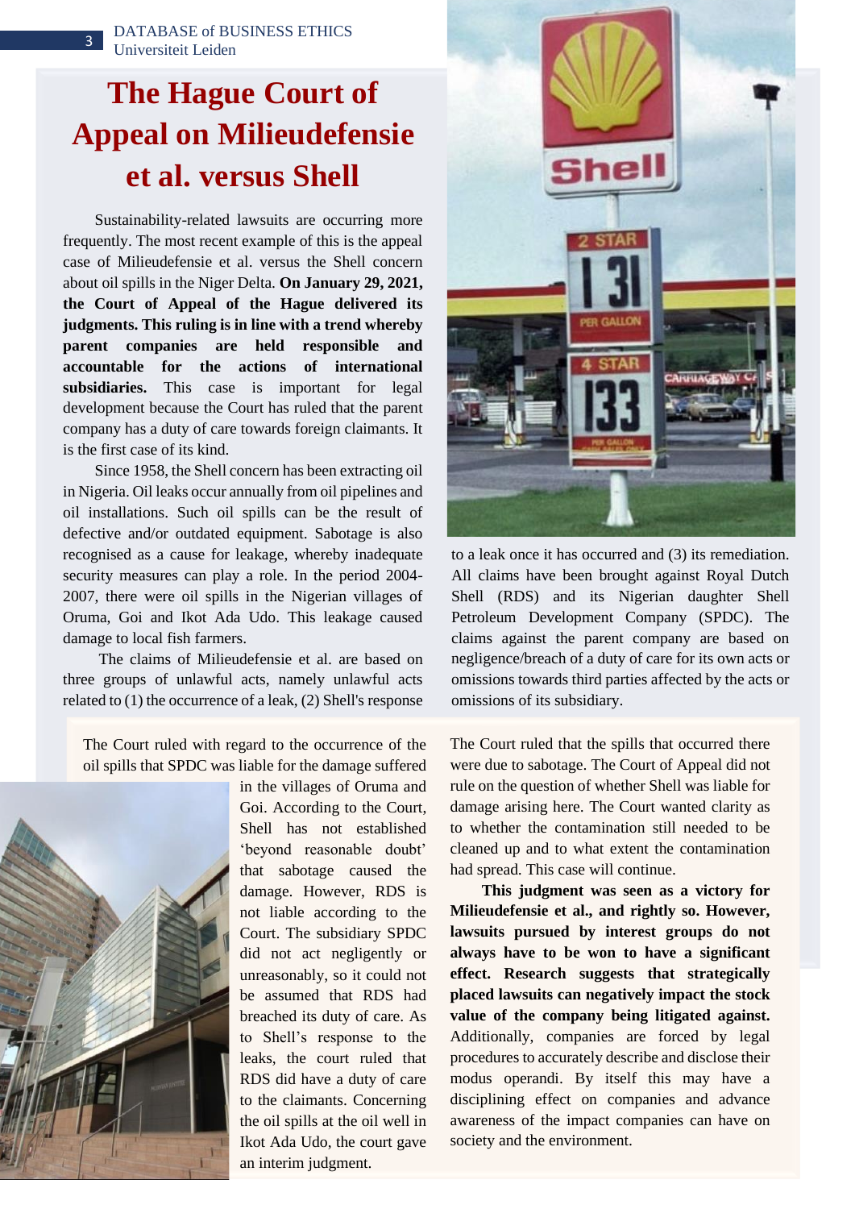# The Hague Court of Appeal on Milieudefensie et al. versus Shell

Sustainability-related lawsuits are occurring more frequently. The most recent example of this is the appeal case of Milieudefensie et al. versus the Shell concern about oil spills in the Niger Delta. **On January 29, 2021, the Court of Appeal of the Hague delivered its judgments. This ruling is in line with a trend whereby parent companies are held responsible and accountable for the actions of international subsidiaries.** This case is important for legal development because the Court has ruled that the parent company has a duty of care towards foreign claimants. It is the first case of its kind.

Since 1958, the Shell concern has been extracting oil in Nigeria. Oil leaks occur annually from oil pipelines and oil installations. Such oil spills can be the result of defective and/or outdated equipment. Sabotage is also recognised as a cause for leakage, whereby inadequate security measures can play a role. In the period 2004-2007, there were oil spills in the Nigerian villages of Oruma, Goi and Ikot Ada Udo. This leakage caused damage to local fish farmers.

The claims of Milieudefensie et al. are based on three groups of unlawful acts, namely unlawful acts related to (1) the occurrence of a leak, (2) Shell's response to a leak once it has occurred and (3) its remediation. All claims have been brought against Royal Dutch Shell (RDS) and its Nigerian daughter Shell Petroleum Development Company (SPDC). The claims against the parent company are based on negligence/breach of a duty of care for its own acts or omissions towards third parties affected by the acts or omissions of its subsidiary.

The Court ruled with regard to the occurrence of the oil spills that SPDC was liable for the damage suffered in the villages of Oruma and Goi. According to the Court, Shell has not established 'beyond reasonable doubt' that sabotage caused the damage. However, RDS is not liable according to the Court. The subsidiary SPDC did not act negligently or unreasonably, so it could not be assumed that RDS had breached its duty of care. As to Shell's response to the leaks, the court ruled that RDS did have a duty of care to the claimants. Concerning the oil spills at the oil well in Ikot Ada Udo, the court gave an interim judgment. The Court ruled that the spills that occurred there were due to sabotage. The Court of Appeal did not rule on the question of whether Shell was liable for damage arising here. The Court wanted clarity as to whether the contamination still needed to be cleaned up and to what extent the contamination had spread. This case will continue.

**This judgment was seen as a victory for Milieudefensie et al., and rightly so. However, lawsuits pursued by interest groups do not always have to be won to have a significant effect. Research suggests that strategically placed lawsuits can negatively impact the stock value of the company being litigated against.** Additionally, companies are forced by legal procedures to accurately describe and disclose their modus operandi. By itself this may have a disciplining effect on companies and advance awareness of the impact companies can have on society and the environment.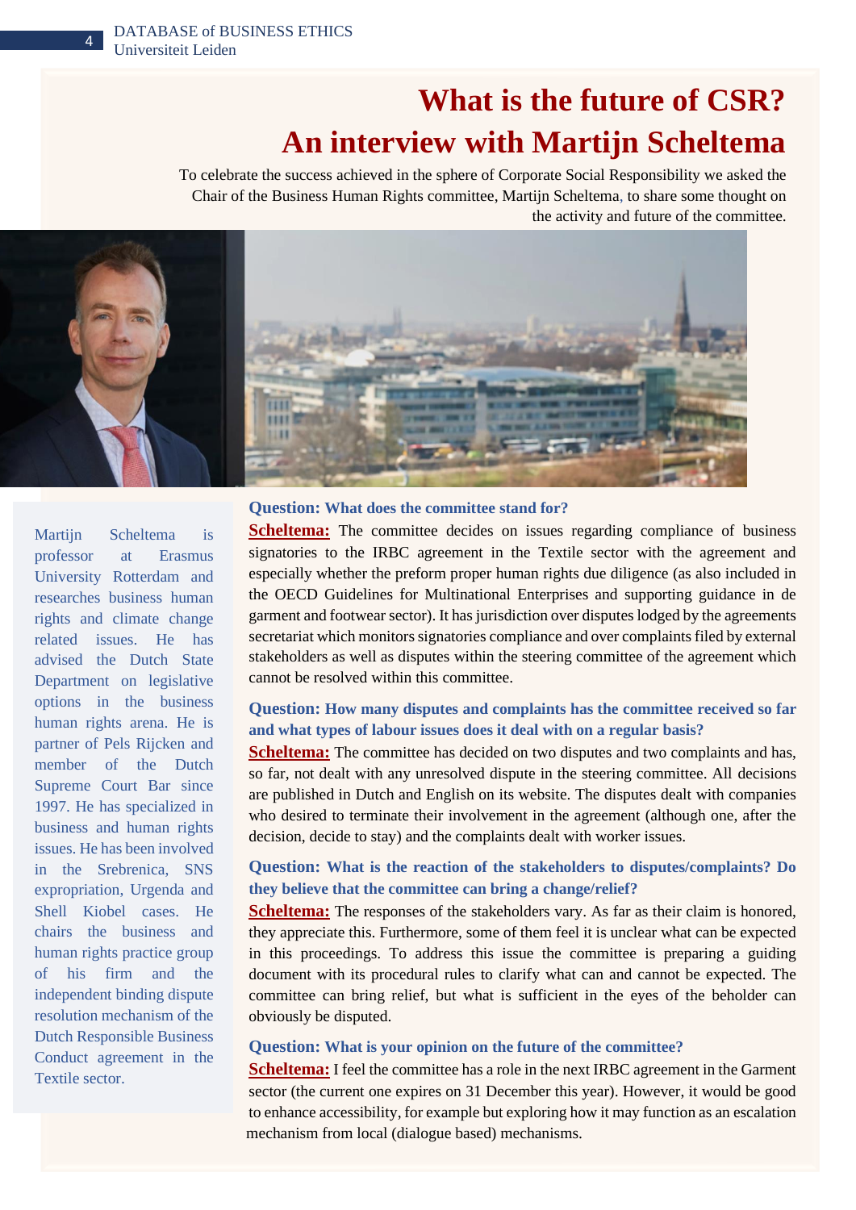# What is the future of CSR? An interview with Martijn Scheltema

To celebrate the success achieved in the sphere of Corporate Social Responsibility we asked the Chair of the Business Human Rights committee, Martijn Scheltema, to share some thought on the activity and future of the committee.

Martijn Scheltema is professor at Erasmus University Rotterdam and researches business human rights and climate change related issues. He has advised the Dutch State Department on legislative options in the business human rights arena. He is partner of Pels Rijcken and member of the Dutch Supreme Court Bar since 1997. He has specialized in business and human rights issues. He has been involved in the Srebrenica, SNS expropriation, Urgenda and Shell Kiobel cases. He chairs the business and human rights practice group of his firm and the independent binding dispute resolution mechanism of the Dutch Responsible Business Conduct agreement in the Textile sector.

**Question: What does the committee stand for?**

**Scheltema:** The committee decides on issues regarding compliance of business signatories to the IRBC agreement in the Textile sector with the agreement and especially whether the preform proper human rights due diligence (as also included in the OECD Guidelines for Multinational Enterprises and supporting guidance in de garment and footwear sector). It has jurisdiction over disputes lodged by the agreements secretariat which monitors signatories compliance and over complaints filed by external stakeholders as well as disputes within the steering committee of the agreement which cannot be resolved within this committee.

**Question: How many disputes and complaints has the committee received so far and what types of labour issues does it deal with on a regular basis?**

**Scheltema:** The committee has decided on two disputes and two complaints and has, so far, not dealt with any unresolved dispute in the steering committee. All decisions are published in Dutch and English on its website. The disputes dealt with companies who desired to terminate their involvement in the agreement (although one, after the decision, decide to stay) and the complaints dealt with worker issues.

**Question: What is the reaction of the stakeholders to disputes/complaints? Do they believe that the committee can bring a change/relief?**

**Scheltema:** The responses of the stakeholders vary. As far as their claim is honored, they appreciate this. Furthermore, some of them feel it is unclear what can be expected in this proceedings. To address this issue the committee is preparing a guiding document with its procedural rules to clarify what can and cannot be expected. The committee can bring relief, but what is sufficient in the eyes of the beholder can obviously be disputed.

**Question: What is your opinion on the future of the committee?**

**Scheltema:** I feel the committee has a role in the next IRBC agreement in the Garment sector (the current one expires on 31 December this year). However, it would be good to enhance accessibility, for example but exploring how it may function as an escalation mechanism from local (dialogue based) mechanisms.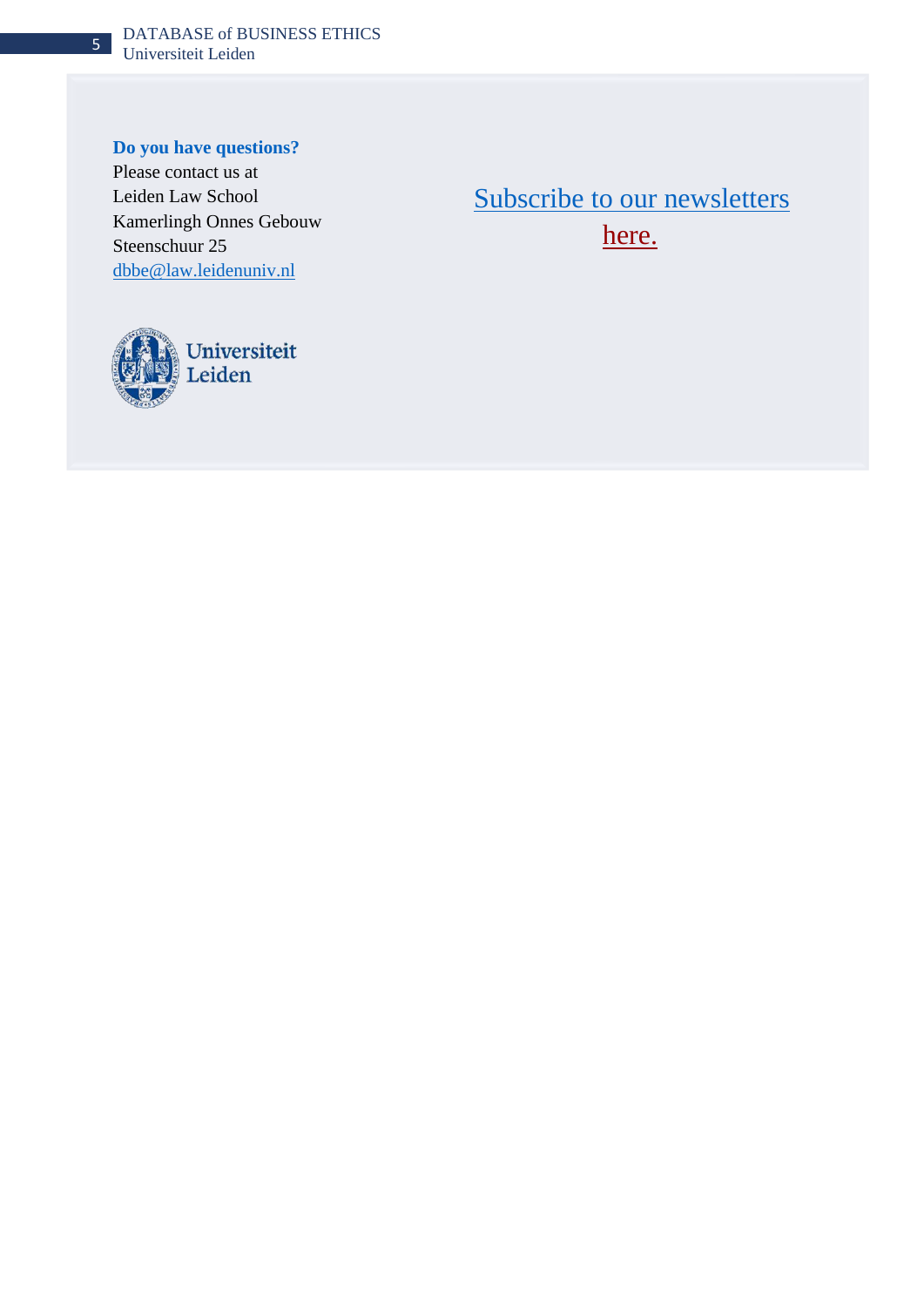**Do you have questions?**
Please contact us at
Leiden Law School
Kamerlingh Onnes Gebouw
Steenschuur 25
dbbe@law.leidenuniv.nl

Universiteit Leiden

Subscribe to our newsletters here.